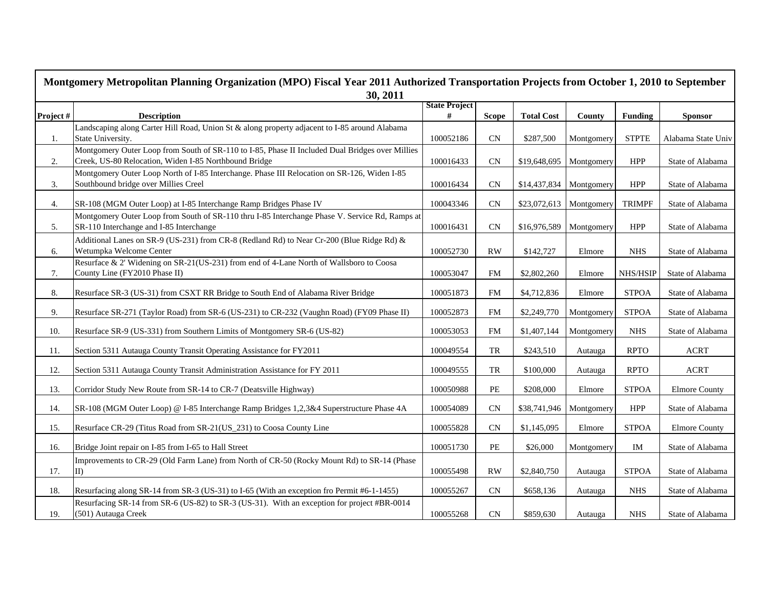# Montgomery Metropolitan Planning Organization (MPO) Fiscal Year 2011 Authorized Transportation Projects from October 1, 2010 to September 30, 2011

| Project # | Description | State Project # | Scope | Total Cost | County | Funding | Sponsor |
|---|---|---|---|---|---|---|---|
| 1. | Landscaping along Carter Hill Road, Union St & along property adjacent to I-85 around Alabama State University. | 100052186 | CN | $287,500 | Montgomery | STPTE | Alabama State Univ |
| 2. | Montgomery Outer Loop from South of SR-110 to I-85, Phase II Included Dual Bridges over Millies Creek, US-80 Relocation, Widen I-85 Northbound Bridge | 100016433 | CN | $19,648,695 | Montgomery | HPP | State of Alabama |
| 3. | Montgomery Outer Loop North of I-85 Interchange. Phase III Relocation on SR-126, Widen I-85 Southbound bridge over Millies Creel | 100016434 | CN | $14,437,834 | Montgomery | HPP | State of Alabama |
| 4. | SR-108 (MGM Outer Loop) at I-85 Interchange Ramp Bridges Phase IV | 100043346 | CN | $23,072,613 | Montgomery | TRIMPF | State of Alabama |
| 5. | Montgomery Outer Loop from South of SR-110 thru I-85 Interchange Phase V. Service Rd, Ramps at SR-110 Interchange and I-85 Interchange | 100016431 | CN | $16,976,589 | Montgomery | HPP | State of Alabama |
| 6. | Additional Lanes on SR-9 (US-231) from CR-8 (Redland Rd) to Near Cr-200 (Blue Ridge Rd) & Wetumpka Welcome Center | 100052730 | RW | $142,727 | Elmore | NHS | State of Alabama |
| 7. | Resurface & 2' Widening on SR-21(US-231) from end of 4-Lane North of Wallsboro to Coosa County Line (FY2010 Phase II) | 100053047 | FM | $2,802,260 | Elmore | NHS/HSIP | State of Alabama |
| 8. | Resurface SR-3 (US-31) from CSXT RR Bridge to South End of Alabama River Bridge | 100051873 | FM | $4,712,836 | Elmore | STPOA | State of Alabama |
| 9. | Resurface SR-271 (Taylor Road) from SR-6 (US-231) to CR-232 (Vaughn Road) (FY09 Phase II) | 100052873 | FM | $2,249,770 | Montgomery | STPOA | State of Alabama |
| 10. | Resurface SR-9 (US-331) from Southern Limits of Montgomery SR-6 (US-82) | 100053053 | FM | $1,407,144 | Montgomery | NHS | State of Alabama |
| 11. | Section 5311 Autauga County Transit Operating Assistance for FY2011 | 100049554 | TR | $243,510 | Autauga | RPTO | ACRT |
| 12. | Section 5311 Autauga County Transit Administration Assistance for FY 2011 | 100049555 | TR | $100,000 | Autauga | RPTO | ACRT |
| 13. | Corridor Study New Route from SR-14 to CR-7 (Deatsville Highway) | 100050988 | PE | $208,000 | Elmore | STPOA | Elmore County |
| 14. | SR-108 (MGM Outer Loop) @ I-85 Interchange Ramp Bridges 1,2,3&4 Superstructure Phase 4A | 100054089 | CN | $38,741,946 | Montgomery | HPP | State of Alabama |
| 15. | Resurface CR-29 (Titus Road from SR-21(US_231) to Coosa County Line | 100055828 | CN | $1,145,095 | Elmore | STPOA | Elmore County |
| 16. | Bridge Joint repair on I-85 from I-65 to Hall Street | 100051730 | PE | $26,000 | Montgomery | IM | State of Alabama |
| 17. | Improvements to CR-29 (Old Farm Lane) from North of CR-50 (Rocky Mount Rd) to SR-14 (Phase II) | 100055498 | RW | $2,840,750 | Autauga | STPOA | State of Alabama |
| 18. | Resurfacing along SR-14 from SR-3 (US-31) to I-65 (With an exception fro Permit #6-1-1455) | 100055267 | CN | $658,136 | Autauga | NHS | State of Alabama |
| 19. | Resurfacing SR-14 from SR-6 (US-82) to SR-3 (US-31). With an exception for project #BR-0014 (501) Autauga Creek | 100055268 | CN | $859,630 | Autauga | NHS | State of Alabama |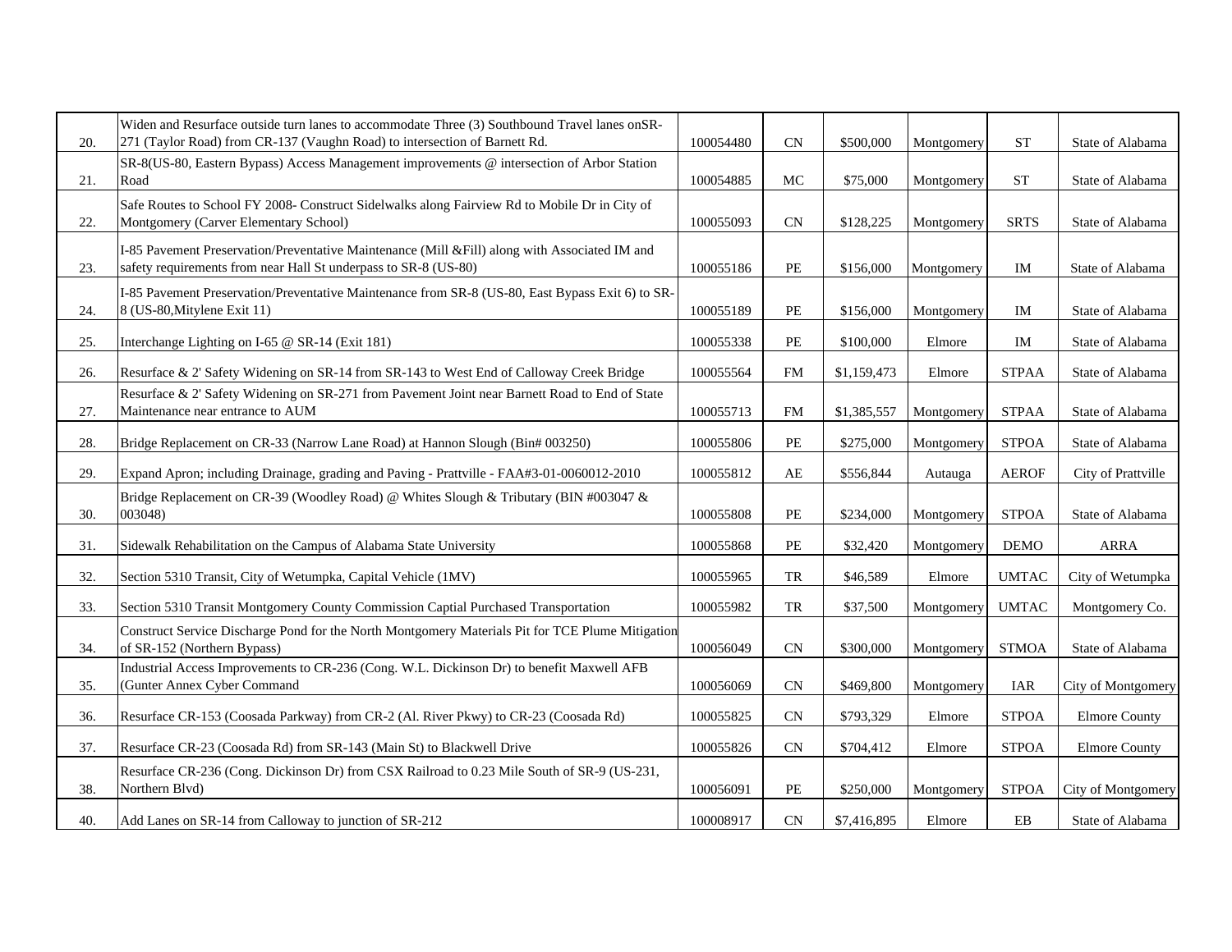| | | | | | | | |
|---|---|---|---|---|---|---|---|
| 20. | Widen and Resurface outside turn lanes to accommodate Three (3) Southbound Travel lanes onSR-271 (Taylor Road) from CR-137 (Vaughn Road) to intersection of Barnett Rd. | 100054480 | CN | $500,000 | Montgomery | ST | State of Alabama |
| 21. | SR-8(US-80, Eastern Bypass) Access Management improvements @ intersection of Arbor Station Road | 100054885 | MC | $75,000 | Montgomery | ST | State of Alabama |
| 22. | Safe Routes to School FY 2008- Construct Sidelwalks along Fairview Rd to Mobile Dr in City of Montgomery (Carver Elementary School) | 100055093 | CN | $128,225 | Montgomery | SRTS | State of Alabama |
| 23. | I-85 Pavement Preservation/Preventative Maintenance (Mill &Fill) along with Associated IM and safety requirements from near Hall St underpass to SR-8 (US-80) | 100055186 | PE | $156,000 | Montgomery | IM | State of Alabama |
| 24. | I-85 Pavement Preservation/Preventative Maintenance from SR-8 (US-80, East Bypass Exit 6) to SR-8 (US-80,Mitylene Exit 11) | 100055189 | PE | $156,000 | Montgomery | IM | State of Alabama |
| 25. | Interchange Lighting on I-65 @ SR-14 (Exit 181) | 100055338 | PE | $100,000 | Elmore | IM | State of Alabama |
| 26. | Resurface & 2' Safety Widening on SR-14 from SR-143 to West End of Calloway Creek Bridge | 100055564 | FM | $1,159,473 | Elmore | STPAA | State of Alabama |
| 27. | Resurface & 2' Safety Widening on SR-271 from Pavement Joint near Barnett Road to End of State Maintenance near entrance to AUM | 100055713 | FM | $1,385,557 | Montgomery | STPAA | State of Alabama |
| 28. | Bridge Replacement on CR-33 (Narrow Lane Road) at Hannon Slough (Bin# 003250) | 100055806 | PE | $275,000 | Montgomery | STPOA | State of Alabama |
| 29. | Expand Apron; including Drainage, grading and Paving - Prattville - FAA#3-01-0060012-2010 | 100055812 | AE | $556,844 | Autauga | AEROF | City of Prattville |
| 30. | Bridge Replacement on CR-39 (Woodley Road) @ Whites Slough & Tributary (BIN #003047 & 003048) | 100055808 | PE | $234,000 | Montgomery | STPOA | State of Alabama |
| 31. | Sidewalk Rehabilitation on the Campus of Alabama State University | 100055868 | PE | $32,420 | Montgomery | DEMO | ARRA |
| 32. | Section 5310 Transit, City of Wetumpka, Capital Vehicle (1MV) | 100055965 | TR | $46,589 | Elmore | UMTAC | City of Wetumpka |
| 33. | Section 5310 Transit Montgomery County Commission Captial Purchased Transportation | 100055982 | TR | $37,500 | Montgomery | UMTAC | Montgomery Co. |
| 34. | Construct Service Discharge Pond for the North Montgomery Materials Pit for TCE Plume Mitigation of SR-152 (Northern Bypass) | 100056049 | CN | $300,000 | Montgomery | STMOA | State of Alabama |
| 35. | Industrial Access Improvements to CR-236 (Cong. W.L. Dickinson Dr) to benefit Maxwell AFB (Gunter Annex Cyber Command | 100056069 | CN | $469,800 | Montgomery | IAR | City of Montgomery |
| 36. | Resurface CR-153 (Coosada Parkway) from CR-2 (Al. River Pkwy) to CR-23 (Coosada Rd) | 100055825 | CN | $793,329 | Elmore | STPOA | Elmore County |
| 37. | Resurface CR-23 (Coosada Rd) from SR-143 (Main St) to Blackwell Drive | 100055826 | CN | $704,412 | Elmore | STPOA | Elmore County |
| 38. | Resurface CR-236 (Cong. Dickinson Dr) from CSX Railroad to 0.23 Mile South of SR-9 (US-231, Northern Blvd) | 100056091 | PE | $250,000 | Montgomery | STPOA | City of Montgomery |
| 40. | Add Lanes on SR-14 from Calloway to junction of SR-212 | 100008917 | CN | $7,416,895 | Elmore | EB | State of Alabama |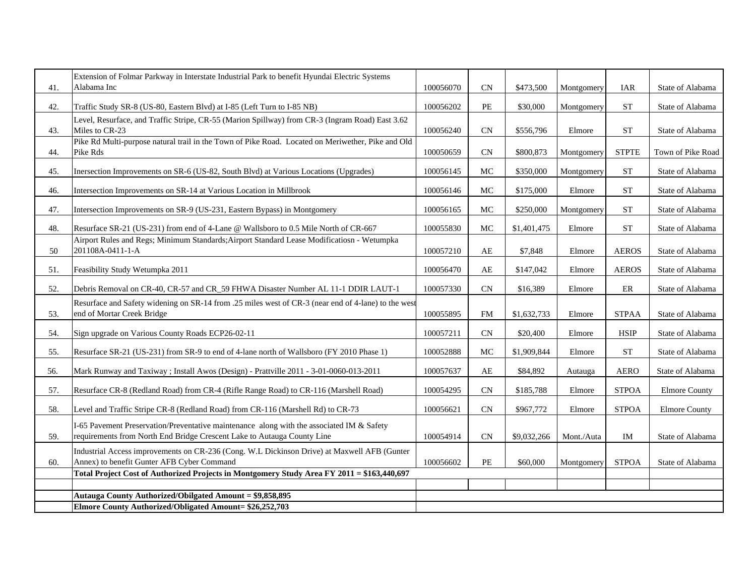| | | | | | | | |
|---|---|---|---|---|---|---|---|
| 41. | Extension of Folmar Parkway in Interstate Industrial Park to benefit Hyundai Electric Systems Alabama Inc | 100056070 | CN | $473,500 | Montgomery | IAR | State of Alabama |
| 42. | Traffic Study SR-8 (US-80, Eastern Blvd) at I-85 (Left Turn to I-85 NB) | 100056202 | PE | $30,000 | Montgomery | ST | State of Alabama |
| 43. | Level, Resurface, and Traffic Stripe, CR-55 (Marion Spillway) from CR-3 (Ingram Road) East 3.62 Miles to CR-23 | 100056240 | CN | $556,796 | Elmore | ST | State of Alabama |
| 44. | Pike Rd Multi-purpose natural trail in the Town of Pike Road. Located on Meriwether, Pike and Old Pike Rds | 100050659 | CN | $800,873 | Montgomery | STPTE | Town of Pike Road |
| 45. | Inersection Improvements on SR-6 (US-82, South Blvd) at Various Locations (Upgrades) | 100056145 | MC | $350,000 | Montgomery | ST | State of Alabama |
| 46. | Intersection Improvements on SR-14 at Various Location in Millbrook | 100056146 | MC | $175,000 | Elmore | ST | State of Alabama |
| 47. | Intersection Improvements on SR-9 (US-231, Eastern Bypass) in Montgomery | 100056165 | MC | $250,000 | Montgomery | ST | State of Alabama |
| 48. | Resurface SR-21 (US-231) from end of 4-Lane @ Wallsboro to 0.5 Mile North of CR-667 | 100055830 | MC | $1,401,475 | Elmore | ST | State of Alabama |
| 50 | Airport Rules and Regs; Minimum Standards;Airport Standard Lease Modificatiosn - Wetumpka 201108A-0411-1-A | 100057210 | AE | $7,848 | Elmore | AEROS | State of Alabama |
| 51. | Feasibility Study Wetumpka 2011 | 100056470 | AE | $147,042 | Elmore | AEROS | State of Alabama |
| 52. | Debris Removal on CR-40, CR-57 and CR_59 FHWA Disaster Number AL 11-1 DDIR LAUT-1 | 100057330 | CN | $16,389 | Elmore | ER | State of Alabama |
| 53. | Resurface and Safety widening on SR-14 from .25 miles west of CR-3 (near end of 4-lane) to the west end of Mortar Creek Bridge | 100055895 | FM | $1,632,733 | Elmore | STPAA | State of Alabama |
| 54. | Sign upgrade on Various County Roads ECP26-02-11 | 100057211 | CN | $20,400 | Elmore | HSIP | State of Alabama |
| 55. | Resurface SR-21 (US-231) from SR-9 to end of 4-lane north of Wallsboro (FY 2010 Phase 1) | 100052888 | MC | $1,909,844 | Elmore | ST | State of Alabama |
| 56. | Mark Runway and Taxiway ; Install Awos (Design) - Prattville 2011 - 3-01-0060-013-2011 | 100057637 | AE | $84,892 | Autauga | AERO | State of Alabama |
| 57. | Resurface CR-8 (Redland Road) from CR-4 (Rifle Range Road) to CR-116 (Marshell Road) | 100054295 | CN | $185,788 | Elmore | STPOA | Elmore County |
| 58. | Level and Traffic Stripe CR-8 (Redland Road) from CR-116 (Marshell Rd) to CR-73 | 100056621 | CN | $967,772 | Elmore | STPOA | Elmore County |
| 59. | I-65 Pavement Preservation/Preventative maintenance along with the associated IM & Safety requirements from North End Bridge Crescent Lake to Autauga County Line | 100054914 | CN | $9,032,266 | Mont./Auta | IM | State of Alabama |
| 60. | Industrial Access improvements on CR-236 (Cong. W.L Dickinson Drive) at Maxwell AFB (Gunter Annex) to benefit Gunter AFB Cyber Command | 100056602 | PE | $60,000 | Montgomery | STPOA | State of Alabama |
| | **Total Project Cost of Authorized Projects in Montgomery Study Area FY 2011 = $163,440,697** | | | | | | |
| | | | | | | | |
| | **Autauga County Authorized/Obilgated Amount = $9,858,895** | | | | | | |
| | **Elmore County Authorized/Obligated Amount= $26,252,703** | | | | | | |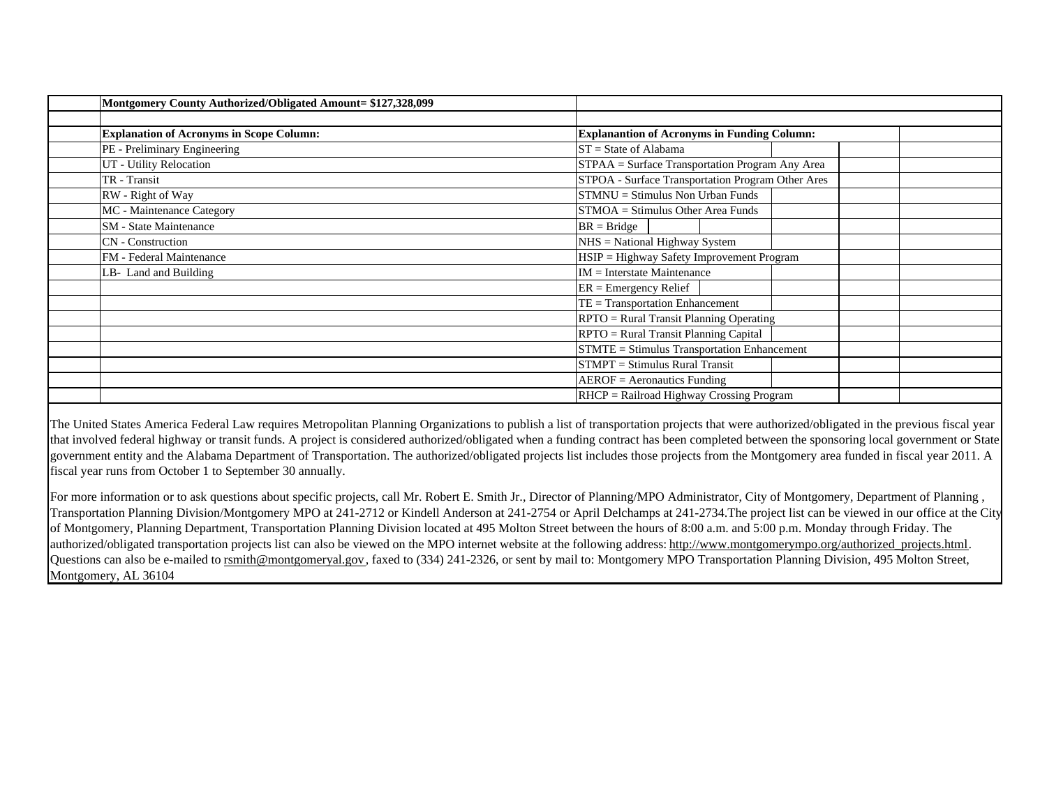| | | |
|---|---|---|
| | **Montgomery County Authorized/Obligated Amount= $127,328,099** | |
| | | |
| | **Explanation of Acronyms in Scope Column:** | **Explanantion of Acronyms in Funding Column:** |
| | PE - Preliminary Engineering | ST = State of Alabama |
| | UT - Utility Relocation | STPAA = Surface Transportation Program Any Area |
| | TR - Transit | STPOA - Surface Transportation Program Other Ares |
| | RW - Right of Way | STMNU = Stimulus Non Urban Funds |
| | MC - Maintenance Category | STMOA = Stimulus Other Area Funds |
| | SM - State Maintenance | BR = Bridge |
| | CN - Construction | NHS = National Highway System |
| | FM - Federal Maintenance | HSIP = Highway Safety Improvement Program |
| | LB- Land and Building | IM = Interstate Maintenance |
| | | ER = Emergency Relief |
| | | TE = Transportation Enhancement |
| | | RPTO = Rural Transit Planning Operating |
| | | RPTO = Rural Transit Planning Capital |
| | | STMTE = Stimulus Transportation Enhancement |
| | | STMPT = Stimulus Rural Transit |
| | | AEROF = Aeronautics Funding |
| | | RHCP = Railroad Highway Crossing Program |

The United States America Federal Law requires Metropolitan Planning Organizations to publish a list of transportation projects that were authorized/obligated in the previous fiscal year that involved federal highway or transit funds. A project is considered authorized/obligated when a funding contract has been completed between the sponsoring local government or State government entity and the Alabama Department of Transportation. The authorized/obligated projects list includes those projects from the Montgomery area funded in fiscal year 2011. A fiscal year runs from October 1 to September 30 annually.

For more information or to ask questions about specific projects, call Mr. Robert E. Smith Jr., Director of Planning/MPO Administrator, City of Montgomery, Department of Planning , Transportation Planning Division/Montgomery MPO at 241-2712 or Kindell Anderson at 241-2754 or April Delchamps at 241-2734.The project list can be viewed in our office at the City of Montgomery, Planning Department, Transportation Planning Division located at 495 Molton Street between the hours of 8:00 a.m. and 5:00 p.m. Monday through Friday. The authorized/obligated transportation projects list can also be viewed on the MPO internet website at the following address: http://www.montgomerympo.org/authorized_projects.html. Questions can also be e-mailed to rsmith@montgomeryal.gov, faxed to (334) 241-2326, or sent by mail to: Montgomery MPO Transportation Planning Division, 495 Molton Street, Montgomery, AL 36104